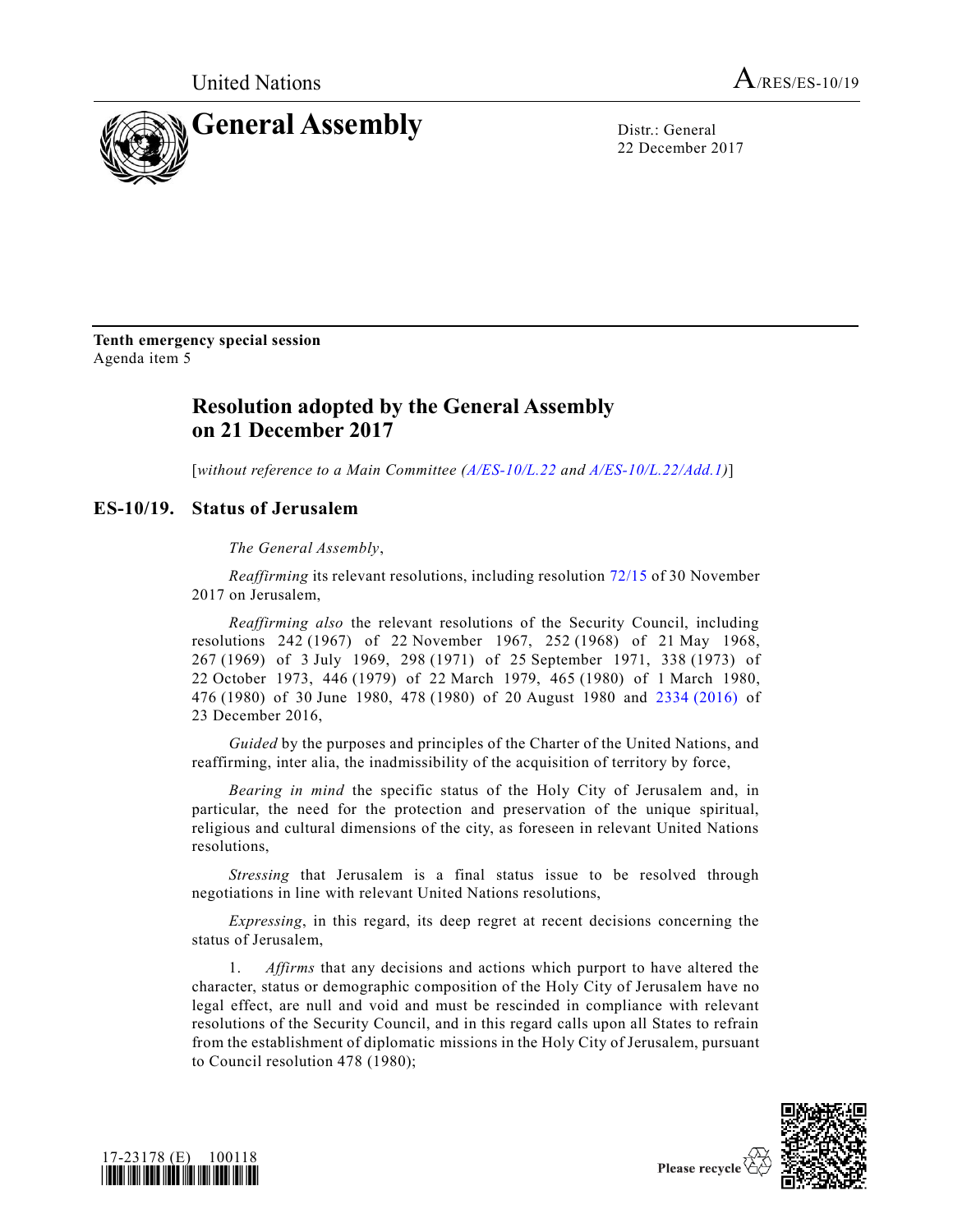United Nations

A/RES/ES-10/19

# General Assembly

Distr.: General
22 December 2017

**Tenth emergency special session**
Agenda item 5

## Resolution adopted by the General Assembly on 21 December 2017

[*without reference to a Main Committee (A/ES-10/L.22 and A/ES-10/L.22/Add.1)*]

## ES-10/19. Status of Jerusalem

*The General Assembly*,

*Reaffirming* its relevant resolutions, including resolution 72/15 of 30 November 2017 on Jerusalem,

*Reaffirming also* the relevant resolutions of the Security Council, including resolutions 242 (1967) of 22 November 1967, 252 (1968) of 21 May 1968, 267 (1969) of 3 July 1969, 298 (1971) of 25 September 1971, 338 (1973) of 22 October 1973, 446 (1979) of 22 March 1979, 465 (1980) of 1 March 1980, 476 (1980) of 30 June 1980, 478 (1980) of 20 August 1980 and 2334 (2016) of 23 December 2016,

*Guided* by the purposes and principles of the Charter of the United Nations, and reaffirming, inter alia, the inadmissibility of the acquisition of territory by force,

*Bearing in mind* the specific status of the Holy City of Jerusalem and, in particular, the need for the protection and preservation of the unique spiritual, religious and cultural dimensions of the city, as foreseen in relevant United Nations resolutions,

*Stressing* that Jerusalem is a final status issue to be resolved through negotiations in line with relevant United Nations resolutions,

*Expressing*, in this regard, its deep regret at recent decisions concerning the status of Jerusalem,

1. *Affirms* that any decisions and actions which purport to have altered the character, status or demographic composition of the Holy City of Jerusalem have no legal effect, are null and void and must be rescinded in compliance with relevant resolutions of the Security Council, and in this regard calls upon all States to refrain from the establishment of diplomatic missions in the Holy City of Jerusalem, pursuant to Council resolution 478 (1980);

17-23178 (E) 100118

Please recycle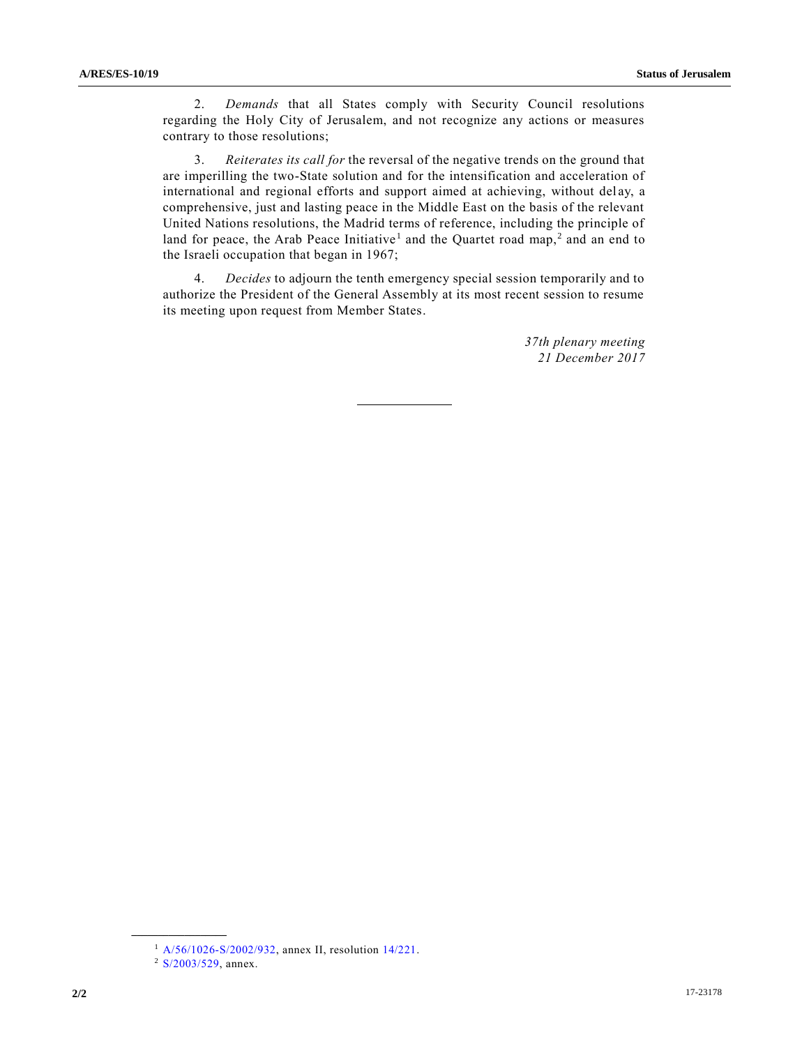2. *Demands* that all States comply with Security Council resolutions regarding the Holy City of Jerusalem, and not recognize any actions or measures contrary to those resolutions;

3. *Reiterates its call for* the reversal of the negative trends on the ground that are imperilling the two-State solution and for the intensification and acceleration of international and regional efforts and support aimed at achieving, without delay, a comprehensive, just and lasting peace in the Middle East on the basis of the relevant United Nations resolutions, the Madrid terms of reference, including the principle of land for peace, the Arab Peace Initiative[1] and the Quartet road map,[2] and an end to the Israeli occupation that began in 1967;

4. *Decides* to adjourn the tenth emergency special session temporarily and to authorize the President of the General Assembly at its most recent session to resume its meeting upon request from Member States.

*37th plenary meeting*
*21 December 2017*

---

[1] A/56/1026-S/2002/932, annex II, resolution 14/221.

[2] S/2003/529, annex.